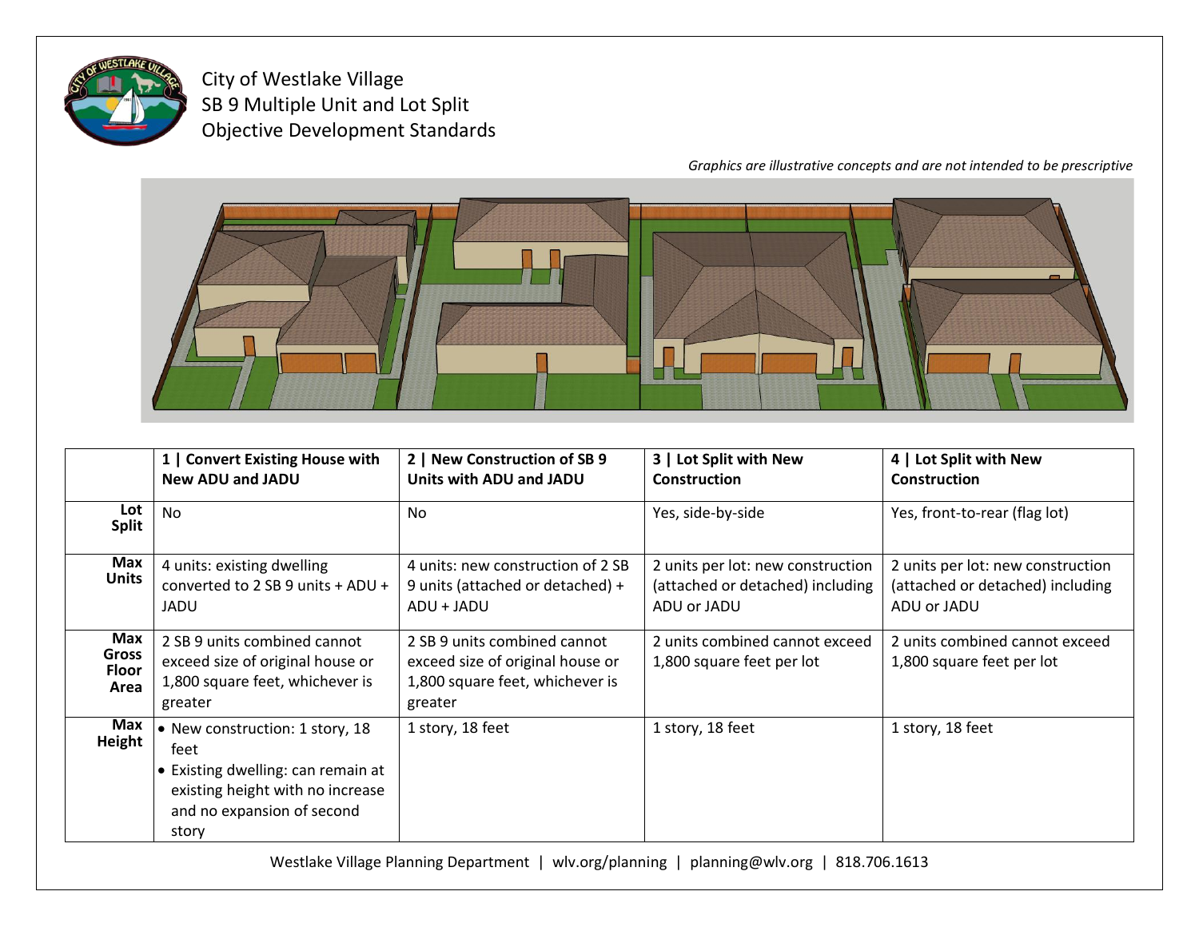# City of Westlake Village
## SB 9 Multiple Unit and Lot Split
## Objective Development Standards

*Graphics are illustrative concepts and are not intended to be prescriptive*

| | **1 \| Convert Existing House with New ADU and JADU** | **2 \| New Construction of SB 9 Units with ADU and JADU** | **3 \| Lot Split with New Construction** | **4 \| Lot Split with New Construction** |
|---|---|---|---|---|
| **Lot Split** | No | No | Yes, side-by-side | Yes, front-to-rear (flag lot) |
| **Max Units** | 4 units: existing dwelling converted to 2 SB 9 units + ADU + JADU | 4 units: new construction of 2 SB 9 units (attached or detached) + ADU + JADU | 2 units per lot: new construction (attached or detached) including ADU or JADU | 2 units per lot: new construction (attached or detached) including ADU or JADU |
| **Max Gross Floor Area** | 2 SB 9 units combined cannot exceed size of original house or 1,800 square feet, whichever is greater | 2 SB 9 units combined cannot exceed size of original house or 1,800 square feet, whichever is greater | 2 units combined cannot exceed 1,800 square feet per lot | 2 units combined cannot exceed 1,800 square feet per lot |
| **Max Height** | • New construction: 1 story, 18 feet<br>• Existing dwelling: can remain at existing height with no increase and no expansion of second story | 1 story, 18 feet | 1 story, 18 feet | 1 story, 18 feet |

Westlake Village Planning Department | wlv.org/planning | planning@wlv.org | 818.706.1613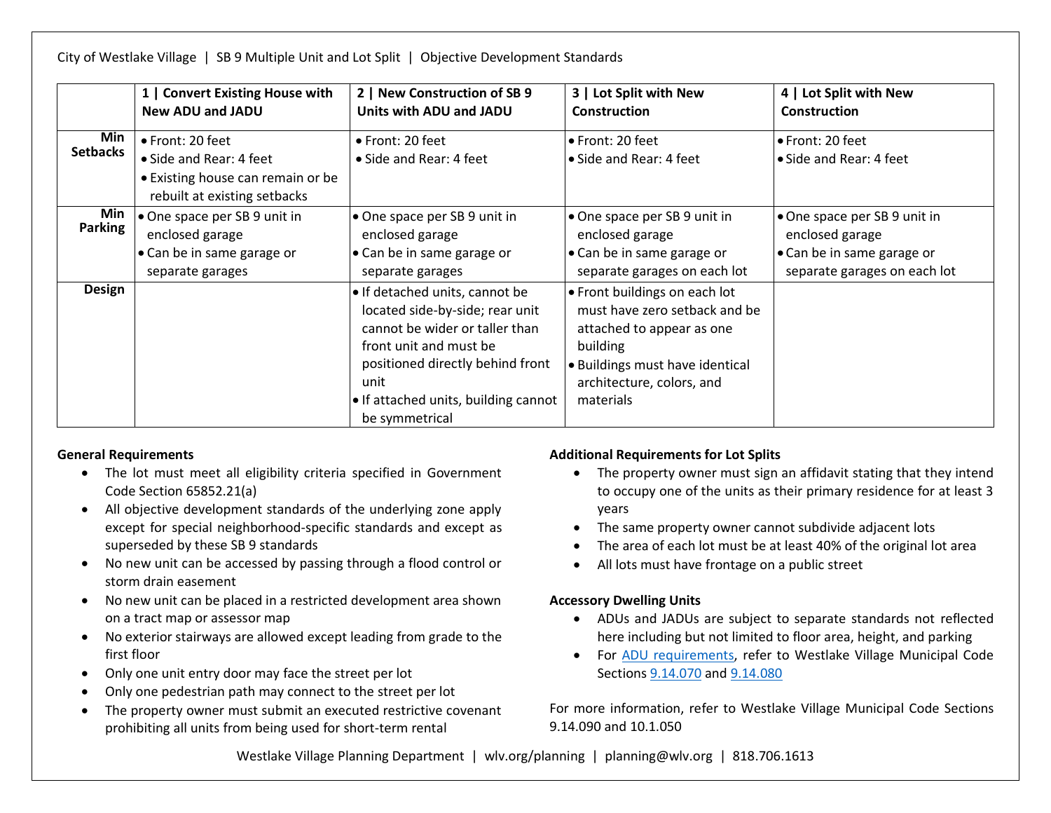City of Westlake Village | SB 9 Multiple Unit and Lot Split | Objective Development Standards

| | 1 \| Convert Existing House with New ADU and JADU | 2 \| New Construction of SB 9 Units with ADU and JADU | 3 \| Lot Split with New Construction | 4 \| Lot Split with New Construction |
|---|---|---|---|---|
| **Min Setbacks** | • Front: 20 feet<br>• Side and Rear: 4 feet<br>• Existing house can remain or be rebuilt at existing setbacks | • Front: 20 feet<br>• Side and Rear: 4 feet | • Front: 20 feet<br>• Side and Rear: 4 feet | • Front: 20 feet<br>• Side and Rear: 4 feet |
| **Min Parking** | • One space per SB 9 unit in enclosed garage<br>• Can be in same garage or separate garages | • One space per SB 9 unit in enclosed garage<br>• Can be in same garage or separate garages | • One space per SB 9 unit in enclosed garage<br>• Can be in same garage or separate garages on each lot | • One space per SB 9 unit in enclosed garage<br>• Can be in same garage or separate garages on each lot |
| **Design** | | • If detached units, cannot be located side-by-side; rear unit cannot be wider or taller than front unit and must be positioned directly behind front unit<br>• If attached units, building cannot be symmetrical | • Front buildings on each lot must have zero setback and be attached to appear as one building<br>• Buildings must have identical architecture, colors, and materials | |

**General Requirements**

- The lot must meet all eligibility criteria specified in Government Code Section 65852.21(a)
- All objective development standards of the underlying zone apply except for special neighborhood-specific standards and except as superseded by these SB 9 standards
- No new unit can be accessed by passing through a flood control or storm drain easement
- No new unit can be placed in a restricted development area shown on a tract map or assessor map
- No exterior stairways are allowed except leading from grade to the first floor
- Only one unit entry door may face the street per lot
- Only one pedestrian path may connect to the street per lot
- The property owner must submit an executed restrictive covenant prohibiting all units from being used for short-term rental

**Additional Requirements for Lot Splits**

- The property owner must sign an affidavit stating that they intend to occupy one of the units as their primary residence for at least 3 years
- The same property owner cannot subdivide adjacent lots
- The area of each lot must be at least 40% of the original lot area
- All lots must have frontage on a public street

**Accessory Dwelling Units**

- ADUs and JADUs are subject to separate standards not reflected here including but not limited to floor area, height, and parking
- For ADU requirements, refer to Westlake Village Municipal Code Sections 9.14.070 and 9.14.080

For more information, refer to Westlake Village Municipal Code Sections 9.14.090 and 10.1.050

Westlake Village Planning Department | wlv.org/planning | planning@wlv.org | 818.706.1613